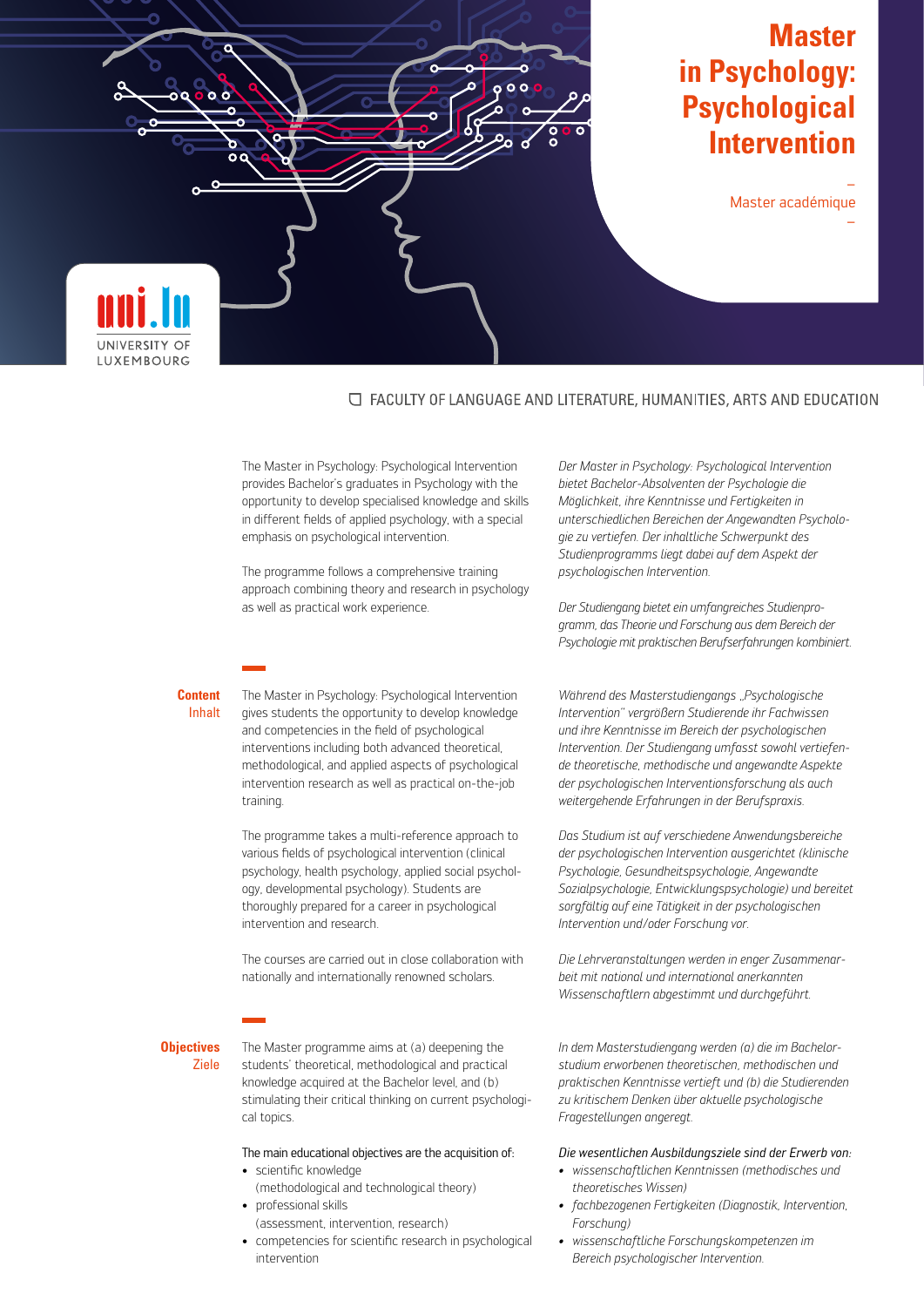# Master in Psychology: Psychological Intervention

–
Master académique
–

UNIVERSITY OF LUXEMBOURG

FACULTY OF LANGUAGE AND LITERATURE, HUMANITIES, ARTS AND EDUCATION

The Master in Psychology: Psychological Intervention provides Bachelor's graduates in Psychology with the opportunity to develop specialised knowledge and skills in different fields of applied psychology, with a special emphasis on psychological intervention.

The programme follows a comprehensive training approach combining theory and research in psychology as well as practical work experience.

*Der Master in Psychology: Psychological Intervention bietet Bachelor-Absolventen der Psychologie die Möglichkeit, ihre Kenntnisse und Fertigkeiten in unterschiedlichen Bereichen der Angewandten Psychologie zu vertiefen. Der inhaltliche Schwerpunkt des Studienprogramms liegt dabei auf dem Aspekt der psychologischen Intervention.*

*Der Studiengang bietet ein umfangreiches Studienprogramm, das Theorie und Forschung aus dem Bereich der Psychologie mit praktischen Berufserfahrungen kombiniert.*

## Content
## Inhalt

The Master in Psychology: Psychological Intervention gives students the opportunity to develop knowledge and competencies in the field of psychological interventions including both advanced theoretical, methodological, and applied aspects of psychological intervention research as well as practical on-the-job training.

The programme takes a multi-reference approach to various fields of psychological intervention (clinical psychology, health psychology, applied social psychology, developmental psychology). Students are thoroughly prepared for a career in psychological intervention and research.

The courses are carried out in close collaboration with nationally and internationally renowned scholars.

*Während des Masterstudiengangs „Psychologische Intervention" vergrößern Studierende ihr Fachwissen und ihre Kenntnisse im Bereich der psychologischen Intervention. Der Studiengang umfasst sowohl vertiefende theoretische, methodische und angewandte Aspekte der psychologischen Interventionsforschung als auch weitergehende Erfahrungen in der Berufspraxis.*

*Das Studium ist auf verschiedene Anwendungsbereiche der psychologischen Intervention ausgerichtet (klinische Psychologie, Gesundheitspsychologie, Angewandte Sozialpsychologie, Entwicklungspsychologie) und bereitet sorgfältig auf eine Tätigkeit in der psychologischen Intervention und/oder Forschung vor.*

*Die Lehrveranstaltungen werden in enger Zusammenarbeit mit national und international anerkannten Wissenschaftlern abgestimmt und durchgeführt.*

## Objectives
## Ziele

The Master programme aims at (a) deepening the students' theoretical, methodological and practical knowledge acquired at the Bachelor level, and (b) stimulating their critical thinking on current psychological topics.

The main educational objectives are the acquisition of:

- scientific knowledge (methodological and technological theory)
- professional skills (assessment, intervention, research)
- competencies for scientific research in psychological intervention

*In dem Masterstudiengang werden (a) die im Bachelorstudium erworbenen theoretischen, methodischen und praktischen Kenntnisse vertieft und (b) die Studierenden zu kritischem Denken über aktuelle psychologische Fragestellungen angeregt.*

*Die wesentlichen Ausbildungsziele sind der Erwerb von:*

- *wissenschaftlichen Kenntnissen (methodisches und theoretisches Wissen)*
- *fachbezogenen Fertigkeiten (Diagnostik, Intervention, Forschung)*
- *wissenschaftliche Forschungskompetenzen im Bereich psychologischer Intervention.*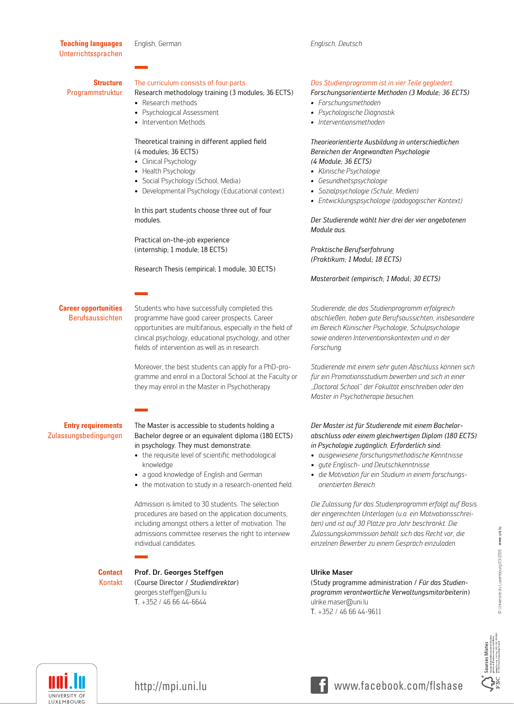**Teaching languages**
Unterrichtssprachen

English, German

*Englisch, Deutsch*

**Structure**
Programmstruktur

The curriculum consists of four parts:

Research methodology training (3 modules; 36 ECTS)

- Research methods
- Psychological Assessment
- Intervention Methods

Theoretical training in different applied field (4 modules; 36 ECTS)

- Clinical Psychology
- Health Psychology
- Social Psychology (School, Media)
- Developmental Psychology (Educational context)

In this part students choose three out of four modules.

Practical on-the-job experience (internship; 1 module; 18 ECTS)

Research Thesis (empirical; 1 module; 30 ECTS)

*Das Studienprogramm ist in vier Teile gegliedert:*

*Forschungsorientierte Methoden (3 Module; 36 ECTS)*

- *Forschungsmethoden*
- *Psychologische Diagnostik*
- *Interventionsmethoden*

*Theorieorientierte Ausbildung in unterschiedlichen Bereichen der Angewandten Psychologie (4 Module; 36 ECTS)*

- *Klinische Psychologie*
- *Gesundheitspsychologie*
- *Sozialpsychologie (Schule, Medien)*
- *Entwicklungspsychologie (pädagogischer Kontext)*

*Der Studierende wählt hier drei der vier angebotenen Module aus.*

*Praktische Berufserfahrung (Praktikum; 1 Modul; 18 ECTS)*

*Masterarbeit (empirisch; 1 Modul; 30 ECTS)*

**Career opportunities**
Berufsaussichten

Students who have successfully completed this programme have good career prospects. Career opportunities are multifarious, especially in the field of clinical psychology, educational psychology, and other fields of intervention as well as in research.

Moreover, the best students can apply for a PhD-programme and enrol in a Doctoral School at the Faculty or they may enrol in the Master in Psychotherapy.

*Studierende, die das Studienprogramm erfolgreich abschließen, haben gute Berufsaussichten, insbesondere im Bereich Klinischer Psychologie, Schulpsychologie sowie anderen Interventionskontexten und in der Forschung.*

*Studierende mit einem sehr guten Abschluss können sich für ein Promotionsstudium bewerben und sich in einer „Doctoral School" der Fakultät einschreiben oder den Master in Psychotherapie besuchen.*

**Entry requirements**
Zulassungsbedingungen

The Master is accessible to students holding a Bachelor degree or an equivalent diploma (180 ECTS) in psychology. They must demonstrate:

- the requisite level of scientific methodological knowledge
- a good knowledge of English and German
- the motivation to study in a research-oriented field.

Admission is limited to 30 students. The selection procedures are based on the application documents, including amongst others a letter of motivation. The admissions committee reserves the right to interview individual candidates.

*Der Master ist für Studierende mit einem Bachelor-abschluss oder einem gleichwertigen Diplom (180 ECTS) in Psychologie zugänglich. Erforderlich sind:*

- *ausgewiesene forschungsmethodische Kenntnisse*
- *gute Englisch- und Deutschkenntnisse*
- *die Motivation für ein Studium in einem forschungs-orientierten Bereich.*

*Die Zulassung für das Studienprogramm erfolgt auf Basis der eingereichten Unterlagen (u.a. ein Motivationsschreiben) und ist auf 30 Plätze pro Jahr beschränkt. Die Zulassungskommission behält sich das Recht vor, die einzelnen Bewerber zu einem Gespräch einzuladen.*

**Contact**
Kontakt

**Prof. Dr. Georges Steffgen**
(Course Director / *Studiendirektor*)
georges.steffgen@uni.lu
T. +352 / 46 66 44-6644

**Ulrike Maser**
(Study programme administration / *Für das Studien-programm verantwortliche Verwaltungsmitarbeiterin*)
ulrike.maser@uni.lu
T. +352 / 46 66 44-9611

© Université du Luxembourg 03/2016 www.uni.lu

uni.lu UNIVERSITY OF LUXEMBOURG

http://mpi.uni.lu

www.facebook.com/flshase